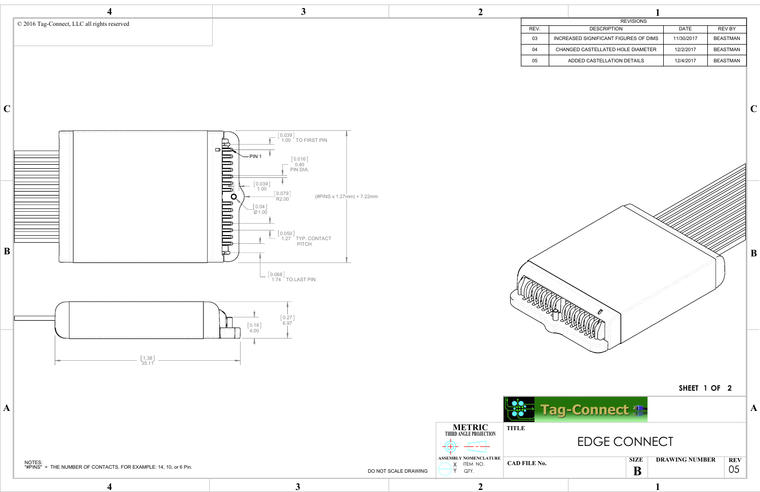© 2016 Tag-Connect, LLC all rights reserved

| REVISIONS | | | |
|---|---|---|---|
| REV. | DESCRIPTION | DATE | REV BY |
| 03 | INCREASED SIGNIFICANT FIGURES OF DIMS | 11/30/2017 | BEASTMAN |
| 04 | CHANGED CASTELLATED HOLE DIAMETER | 12/2/2017 | BEASTMAN |
| 05 | ADDED CASTELLATION DETAILS | 12/4/2017 | BEASTMAN |

[0.039] 1.00 TO FIRST PIN

PIN 1

[0.016] 0.40 PIN DIA.

[0.039] 1.00

[0.079] R2.00

(#PINS x 1.27mm) + 7.22mm

[0.04] ∅1.00

[0.050] 1.27 TYP. CONTACT PITCH

[0.068] 1.74 TO LAST PIN

[0.16] 4.00

[0.27] 6.97

[1.38] 35.11

NOTES:
"#PINS" = THE NUMBER OF CONTACTS. FOR EXAMPLE: 14, 10, or 6 Pin.

DO NOT SCALE DRAWING

METRIC
THIRD ANGLE PROJECTION

ASSEMBLY NOMENCLATURE
X ITEM NO.
Y QTY.

Tag-Connect

TITLE
EDGE CONNECT

CAD FILE No.

SIZE B

DRAWING NUMBER

REV 05

SHEET 1 OF 2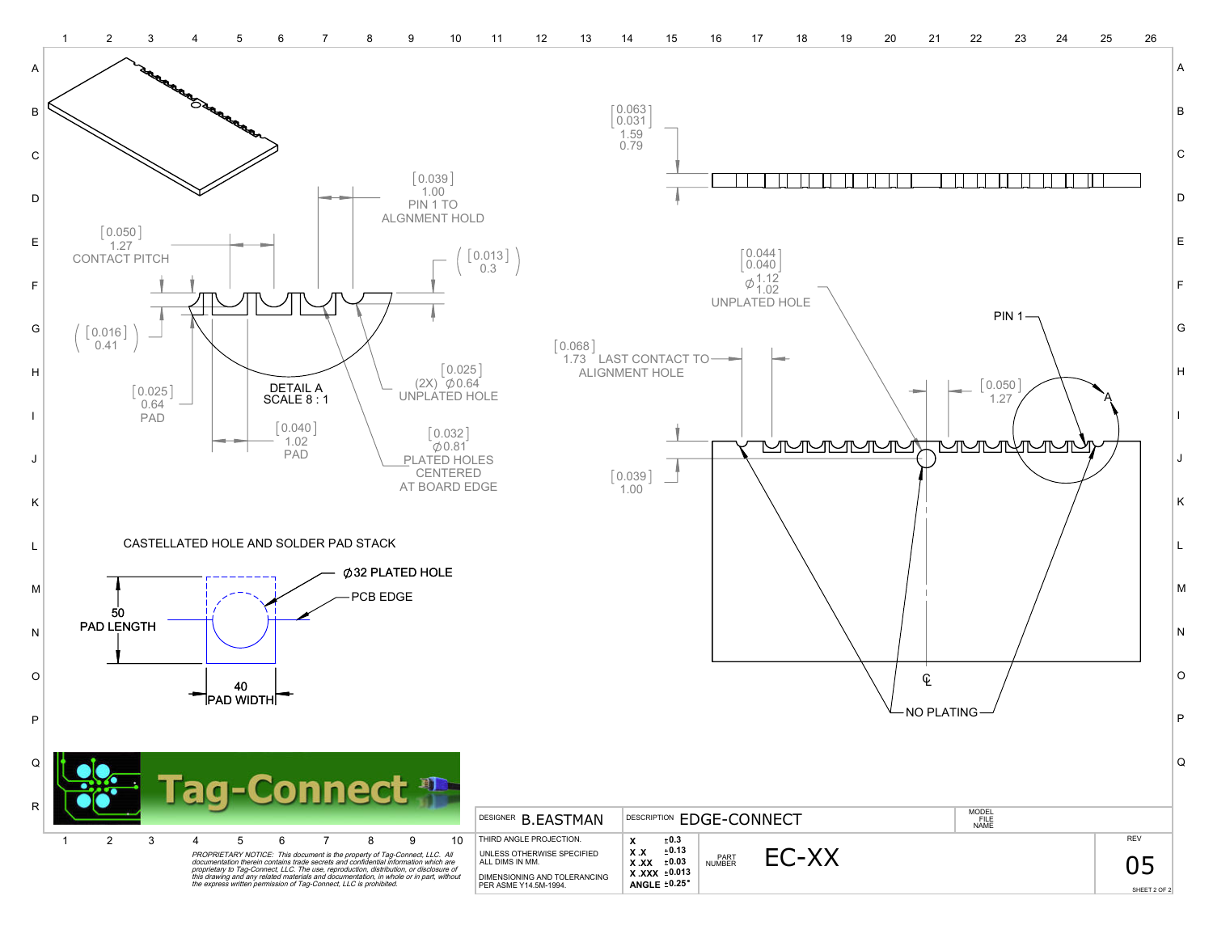[0.039]
1.00
PIN 1 TO
ALGNMENT HOLD

[0.050]
1.27
CONTACT PITCH

[0.013]
0.3

[0.016]
0.41

[0.025]
0.64
PAD

DETAIL A
SCALE 8 : 1

[0.025]
(2X) Ø0.64
UNPLATED HOLE

[0.040]
1.02
PAD

[0.032]
Ø0.81
PLATED HOLES
CENTERED
AT BOARD EDGE

[0.063]
[0.031]
1.59
0.79

[0.044]
[0.040]
Ø 1.12
1.02
UNPLATED HOLE

PIN 1

[0.068]
1.73 LAST CONTACT TO
ALIGNMENT HOLE

[0.050]
1.27

A

[0.039]
1.00

℄

NO PLATING

CASTELLATED HOLE AND SOLDER PAD STACK

Ø32 PLATED HOLE

PCB EDGE

50
PAD LENGTH

40
PAD WIDTH

Tag-Connect

PROPRIETARY NOTICE: This document is the property of Tag-Connect, LLC. All documentation therein contains trade secrets and confidential information which are proprietary to Tag-Connect, LLC. The use, reproduction, distribution, or disclosure of this drawing and any related materials and documentation, in whole or in part, without the express written permission of Tag-Connect, LLC is prohibited.

| | | | |
|---|---|---|---|
| DESIGNER B.EASTMAN | DESCRIPTION EDGE-CONNECT | MODEL FILE NAME | |
| THIRD ANGLE PROJECTION. UNLESS OTHERWISE SPECIFIED ALL DIMS IN MM. DIMENSIONING AND TOLERANCING PER ASME Y14.5M-1994. | X ±0.3<br>X.X ±0.13<br>X.XX ±0.03<br>X.XXX ±0.013<br>ANGLE ±0.25° | PART NUMBER EC-XX | REV 05 |